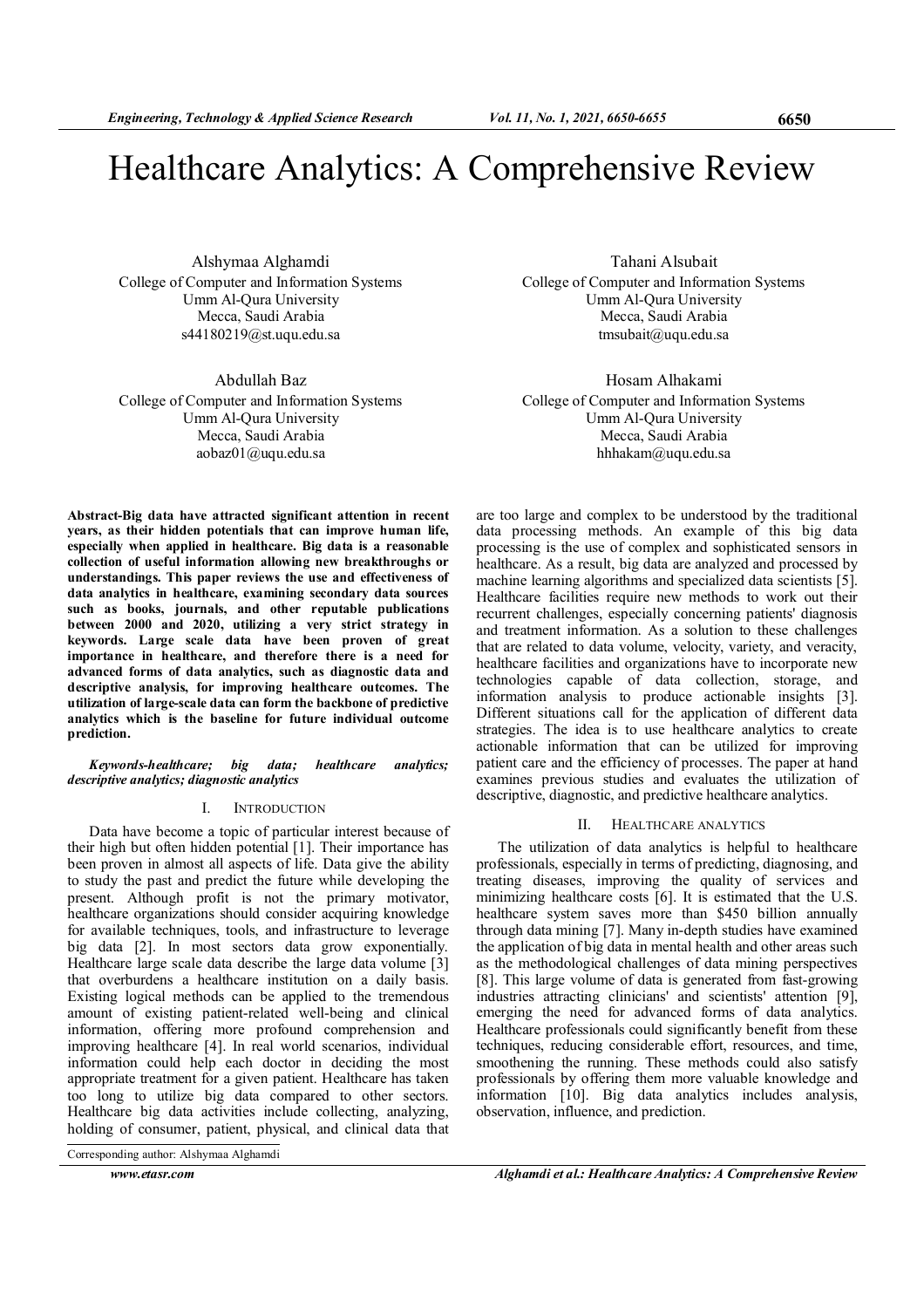# Healthcare Analytics: A Comprehensive Review

Alshymaa Alghamdi
College of Computer and Information Systems
Umm Al-Qura University
Mecca, Saudi Arabia
s44180219@st.uqu.edu.sa

Tahani Alsubait
College of Computer and Information Systems
Umm Al-Qura University
Mecca, Saudi Arabia
tmsubait@uqu.edu.sa

Abdullah Baz
College of Computer and Information Systems
Umm Al-Qura University
Mecca, Saudi Arabia
aobaz01@uqu.edu.sa

Hosam Alhakami
College of Computer and Information Systems
Umm Al-Qura University
Mecca, Saudi Arabia
hhhakam@uqu.edu.sa

**Abstract-Big data have attracted significant attention in recent years, as their hidden potentials that can improve human life, especially when applied in healthcare. Big data is a reasonable collection of useful information allowing new breakthroughs or understandings. This paper reviews the use and effectiveness of data analytics in healthcare, examining secondary data sources such as books, journals, and other reputable publications between 2000 and 2020, utilizing a very strict strategy in keywords. Large scale data have been proven of great importance in healthcare, and therefore there is a need for advanced forms of data analytics, such as diagnostic data and descriptive analysis, for improving healthcare outcomes. The utilization of large-scale data can form the backbone of predictive analytics which is the baseline for future individual outcome prediction.**

***Keywords-healthcare; big data; healthcare analytics; descriptive analytics; diagnostic analytics***

## I. INTRODUCTION

Data have become a topic of particular interest because of their high but often hidden potential [1]. Their importance has been proven in almost all aspects of life. Data give the ability to study the past and predict the future while developing the present. Although profit is not the primary motivator, healthcare organizations should consider acquiring knowledge for available techniques, tools, and infrastructure to leverage big data [2]. In most sectors data grow exponentially. Healthcare large scale data describe the large data volume [3] that overburdens a healthcare institution on a daily basis. Existing logical methods can be applied to the tremendous amount of existing patient-related well-being and clinical information, offering more profound comprehension and improving healthcare [4]. In real world scenarios, individual information could help each doctor in deciding the most appropriate treatment for a given patient. Healthcare has taken too long to utilize big data compared to other sectors. Healthcare big data activities include collecting, analyzing, holding of consumer, patient, physical, and clinical data that are too large and complex to be understood by the traditional data processing methods. An example of this big data processing is the use of complex and sophisticated sensors in healthcare. As a result, big data are analyzed and processed by machine learning algorithms and specialized data scientists [5]. Healthcare facilities require new methods to work out their recurrent challenges, especially concerning patients' diagnosis and treatment information. As a solution to these challenges that are related to data volume, velocity, variety, and veracity, healthcare facilities and organizations have to incorporate new technologies capable of data collection, storage, and information analysis to produce actionable insights [3]. Different situations call for the application of different data strategies. The idea is to use healthcare analytics to create actionable information that can be utilized for improving patient care and the efficiency of processes. The paper at hand examines previous studies and evaluates the utilization of descriptive, diagnostic, and predictive healthcare analytics.

Corresponding author: Alshymaa Alghamdi

## II. HEALTHCARE ANALYTICS

The utilization of data analytics is helpful to healthcare professionals, especially in terms of predicting, diagnosing, and treating diseases, improving the quality of services and minimizing healthcare costs [6]. It is estimated that the U.S. healthcare system saves more than $450 billion annually through data mining [7]. Many in-depth studies have examined the application of big data in mental health and other areas such as the methodological challenges of data mining perspectives [8]. This large volume of data is generated from fast-growing industries attracting clinicians' and scientists' attention [9], emerging the need for advanced forms of data analytics. Healthcare professionals could significantly benefit from these techniques, reducing considerable effort, resources, and time, smoothening the running. These methods could also satisfy professionals by offering them more valuable knowledge and information [10]. Big data analytics includes analysis, observation, influence, and prediction.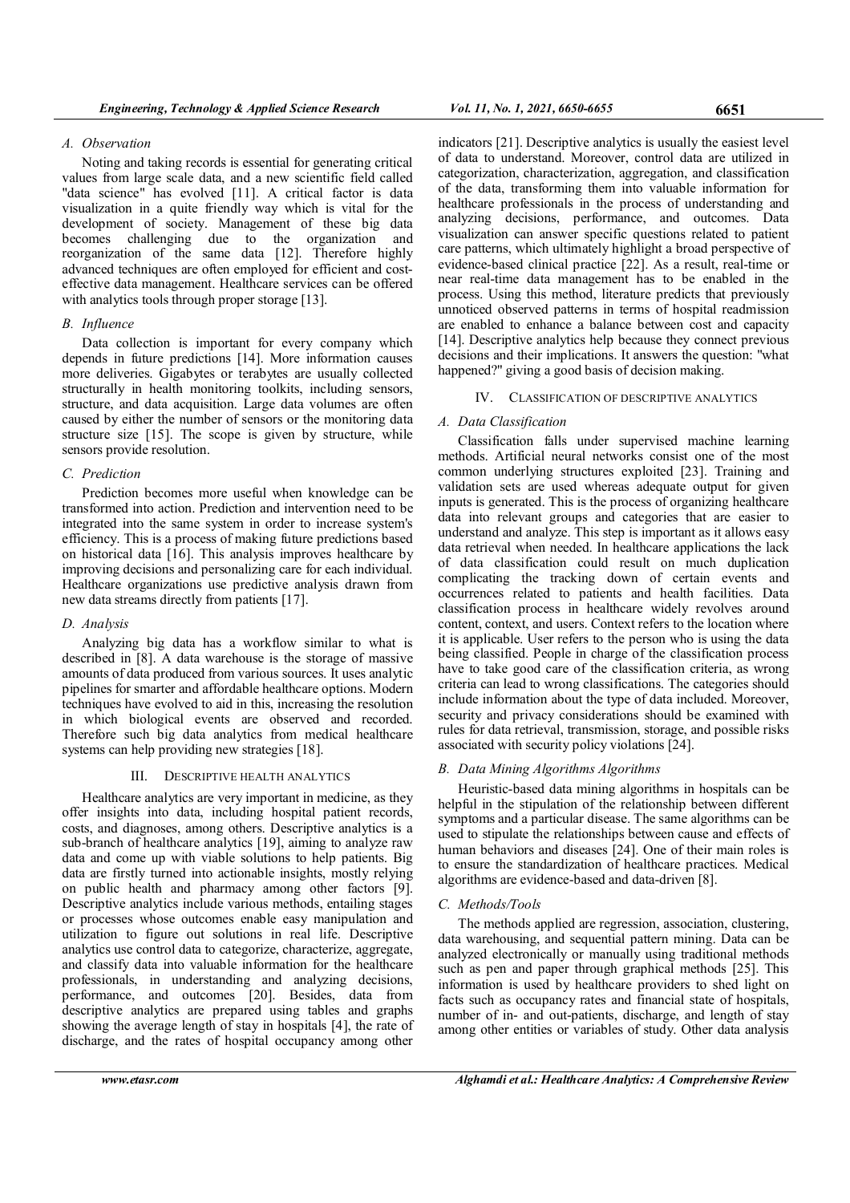### A. Observation

Noting and taking records is essential for generating critical values from large scale data, and a new scientific field called "data science" has evolved [11]. A critical factor is data visualization in a quite friendly way which is vital for the development of society. Management of these big data becomes challenging due to the organization and reorganization of the same data [12]. Therefore highly advanced techniques are often employed for efficient and cost-effective data management. Healthcare services can be offered with analytics tools through proper storage [13].

### B. Influence

Data collection is important for every company which depends in future predictions [14]. More information causes more deliveries. Gigabytes or terabytes are usually collected structurally in health monitoring toolkits, including sensors, structure, and data acquisition. Large data volumes are often caused by either the number of sensors or the monitoring data structure size [15]. The scope is given by structure, while sensors provide resolution.

### C. Prediction

Prediction becomes more useful when knowledge can be transformed into action. Prediction and intervention need to be integrated into the same system in order to increase system's efficiency. This is a process of making future predictions based on historical data [16]. This analysis improves healthcare by improving decisions and personalizing care for each individual. Healthcare organizations use predictive analysis drawn from new data streams directly from patients [17].

### D. Analysis

Analyzing big data has a workflow similar to what is described in [8]. A data warehouse is the storage of massive amounts of data produced from various sources. It uses analytic pipelines for smarter and affordable healthcare options. Modern techniques have evolved to aid in this, increasing the resolution in which biological events are observed and recorded. Therefore such big data analytics from medical healthcare systems can help providing new strategies [18].

## III. DESCRIPTIVE HEALTH ANALYTICS

Healthcare analytics are very important in medicine, as they offer insights into data, including hospital patient records, costs, and diagnoses, among others. Descriptive analytics is a sub-branch of healthcare analytics [19], aiming to analyze raw data and come up with viable solutions to help patients. Big data are firstly turned into actionable insights, mostly relying on public health and pharmacy among other factors [9]. Descriptive analytics include various methods, entailing stages or processes whose outcomes enable easy manipulation and utilization to figure out solutions in real life. Descriptive analytics use control data to categorize, characterize, aggregate, and classify data into valuable information for the healthcare professionals, in understanding and analyzing decisions, performance, and outcomes [20]. Besides, data from descriptive analytics are prepared using tables and graphs showing the average length of stay in hospitals [4], the rate of discharge, and the rates of hospital occupancy among other indicators [21]. Descriptive analytics is usually the easiest level of data to understand. Moreover, control data are utilized in categorization, characterization, aggregation, and classification of the data, transforming them into valuable information for healthcare professionals in the process of understanding and analyzing decisions, performance, and outcomes. Data visualization can answer specific questions related to patient care patterns, which ultimately highlight a broad perspective of evidence-based clinical practice [22]. As a result, real-time or near real-time data management has to be enabled in the process. Using this method, literature predicts that previously unnoticed observed patterns in terms of hospital readmission are enabled to enhance a balance between cost and capacity [14]. Descriptive analytics help because they connect previous decisions and their implications. It answers the question: "what happened?" giving a good basis of decision making.

## IV. CLASSIFICATION OF DESCRIPTIVE ANALYTICS

### A. Data Classification

Classification falls under supervised machine learning methods. Artificial neural networks consist one of the most common underlying structures exploited [23]. Training and validation sets are used whereas adequate output for given inputs is generated. This is the process of organizing healthcare data into relevant groups and categories that are easier to understand and analyze. This step is important as it allows easy data retrieval when needed. In healthcare applications the lack of data classification could result on much duplication complicating the tracking down of certain events and occurrences related to patients and health facilities. Data classification process in healthcare widely revolves around content, context, and users. Context refers to the location where it is applicable. User refers to the person who is using the data being classified. People in charge of the classification process have to take good care of the classification criteria, as wrong criteria can lead to wrong classifications. The categories should include information about the type of data included. Moreover, security and privacy considerations should be examined with rules for data retrieval, transmission, storage, and possible risks associated with security policy violations [24].

### B. Data Mining Algorithms Algorithms

Heuristic-based data mining algorithms in hospitals can be helpful in the stipulation of the relationship between different symptoms and a particular disease. The same algorithms can be used to stipulate the relationships between cause and effects of human behaviors and diseases [24]. One of their main roles is to ensure the standardization of healthcare practices. Medical algorithms are evidence-based and data-driven [8].

### C. Methods/Tools

The methods applied are regression, association, clustering, data warehousing, and sequential pattern mining. Data can be analyzed electronically or manually using traditional methods such as pen and paper through graphical methods [25]. This information is used by healthcare providers to shed light on facts such as occupancy rates and financial state of hospitals, number of in- and out-patients, discharge, and length of stay among other entities or variables of study. Other data analysis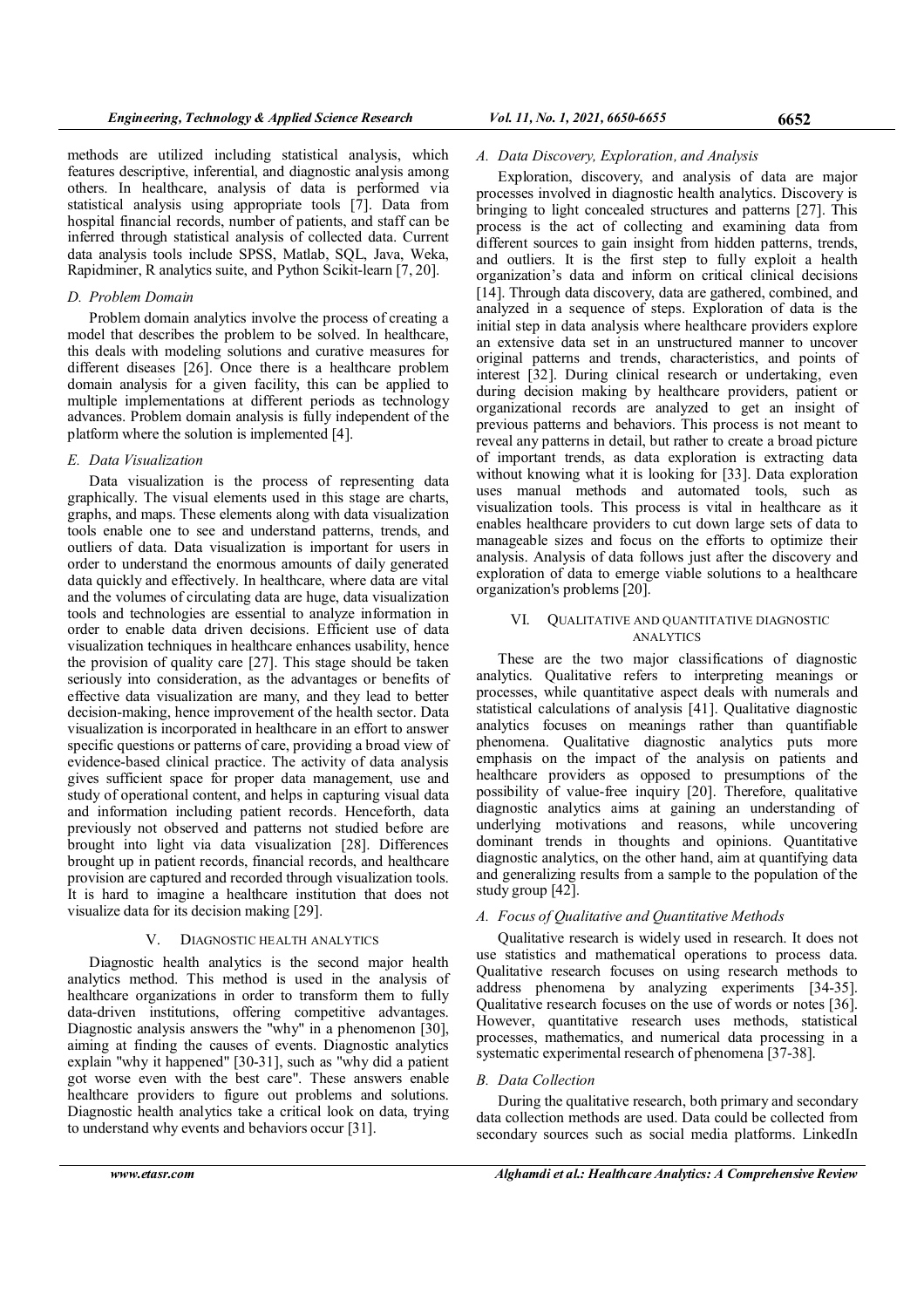methods are utilized including statistical analysis, which features descriptive, inferential, and diagnostic analysis among others. In healthcare, analysis of data is performed via statistical analysis using appropriate tools [7]. Data from hospital financial records, number of patients, and staff can be inferred through statistical analysis of collected data. Current data analysis tools include SPSS, Matlab, SQL, Java, Weka, Rapidminer, R analytics suite, and Python Scikit-learn [7, 20].

### *D. Problem Domain*

Problem domain analytics involve the process of creating a model that describes the problem to be solved. In healthcare, this deals with modeling solutions and curative measures for different diseases [26]. Once there is a healthcare problem domain analysis for a given facility, this can be applied to multiple implementations at different periods as technology advances. Problem domain analysis is fully independent of the platform where the solution is implemented [4].

### *E. Data Visualization*

Data visualization is the process of representing data graphically. The visual elements used in this stage are charts, graphs, and maps. These elements along with data visualization tools enable one to see and understand patterns, trends, and outliers of data. Data visualization is important for users in order to understand the enormous amounts of daily generated data quickly and effectively. In healthcare, where data are vital and the volumes of circulating data are huge, data visualization tools and technologies are essential to analyze information in order to enable data driven decisions. Efficient use of data visualization techniques in healthcare enhances usability, hence the provision of quality care [27]. This stage should be taken seriously into consideration, as the advantages or benefits of effective data visualization are many, and they lead to better decision-making, hence improvement of the health sector. Data visualization is incorporated in healthcare in an effort to answer specific questions or patterns of care, providing a broad view of evidence-based clinical practice. The activity of data analysis gives sufficient space for proper data management, use and study of operational content, and helps in capturing visual data and information including patient records. Henceforth, data previously not observed and patterns not studied before are brought into light via data visualization [28]. Differences brought up in patient records, financial records, and healthcare provision are captured and recorded through visualization tools. It is hard to imagine a healthcare institution that does not visualize data for its decision making [29].

## V. Diagnostic Health Analytics

Diagnostic health analytics is the second major health analytics method. This method is used in the analysis of healthcare organizations in order to transform them to fully data-driven institutions, offering competitive advantages. Diagnostic analysis answers the "why" in a phenomenon [30], aiming at finding the causes of events. Diagnostic analytics explain "why it happened" [30-31], such as "why did a patient got worse even with the best care". These answers enable healthcare providers to figure out problems and solutions. Diagnostic health analytics take a critical look on data, trying to understand why events and behaviors occur [31].

### *A. Data Discovery, Exploration, and Analysis*

Exploration, discovery, and analysis of data are major processes involved in diagnostic health analytics. Discovery is bringing to light concealed structures and patterns [27]. This process is the act of collecting and examining data from different sources to gain insight from hidden patterns, trends, and outliers. It is the first step to fully exploit a health organization's data and inform on critical clinical decisions [14]. Through data discovery, data are gathered, combined, and analyzed in a sequence of steps. Exploration of data is the initial step in data analysis where healthcare providers explore an extensive data set in an unstructured manner to uncover original patterns and trends, characteristics, and points of interest [32]. During clinical research or undertaking, even during decision making by healthcare providers, patient or organizational records are analyzed to get an insight of previous patterns and behaviors. This process is not meant to reveal any patterns in detail, but rather to create a broad picture of important trends, as data exploration is extracting data without knowing what it is looking for [33]. Data exploration uses manual methods and automated tools, such as visualization tools. This process is vital in healthcare as it enables healthcare providers to cut down large sets of data to manageable sizes and focus on the efforts to optimize their analysis. Analysis of data follows just after the discovery and exploration of data to emerge viable solutions to a healthcare organization's problems [20].

## VI. Qualitative and Quantitative Diagnostic Analytics

These are the two major classifications of diagnostic analytics. Qualitative refers to interpreting meanings or processes, while quantitative aspect deals with numerals and statistical calculations of analysis [41]. Qualitative diagnostic analytics focuses on meanings rather than quantifiable phenomena. Qualitative diagnostic analytics puts more emphasis on the impact of the analysis on patients and healthcare providers as opposed to presumptions of the possibility of value-free inquiry [20]. Therefore, qualitative diagnostic analytics aims at gaining an understanding of underlying motivations and reasons, while uncovering dominant trends in thoughts and opinions. Quantitative diagnostic analytics, on the other hand, aim at quantifying data and generalizing results from a sample to the population of the study group [42].

### *A. Focus of Qualitative and Quantitative Methods*

Qualitative research is widely used in research. It does not use statistics and mathematical operations to process data. Qualitative research focuses on using research methods to address phenomena by analyzing experiments [34-35]. Qualitative research focuses on the use of words or notes [36]. However, quantitative research uses methods, statistical processes, mathematics, and numerical data processing in a systematic experimental research of phenomena [37-38].

### *B. Data Collection*

During the qualitative research, both primary and secondary data collection methods are used. Data could be collected from secondary sources such as social media platforms. LinkedIn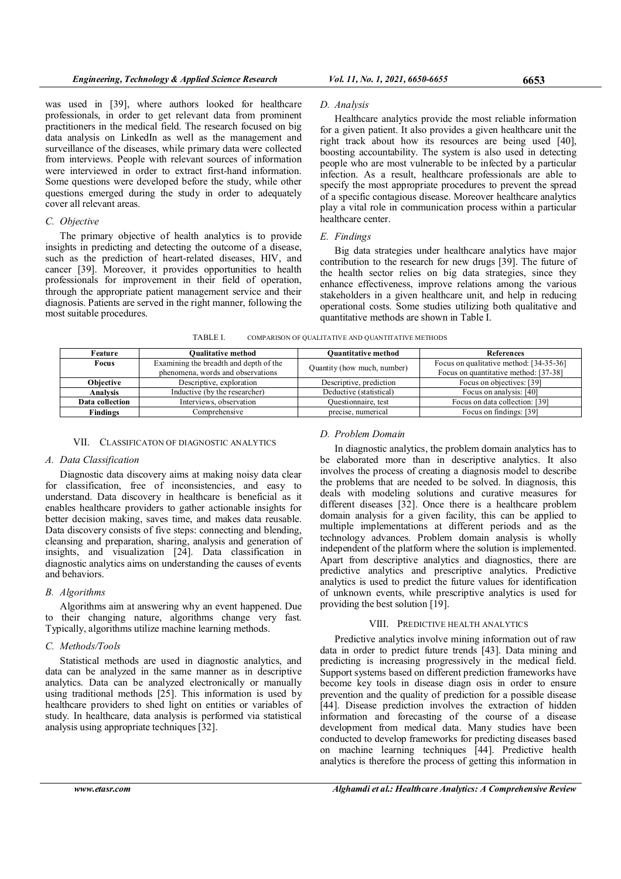was used in [39], where authors looked for healthcare professionals, in order to get relevant data from prominent practitioners in the medical field. The research focused on big data analysis on LinkedIn as well as the management and surveillance of the diseases, while primary data were collected from interviews. People with relevant sources of information were interviewed in order to extract first-hand information. Some questions were developed before the study, while other questions emerged during the study in order to adequately cover all relevant areas.

### C. Objective

The primary objective of health analytics is to provide insights in predicting and detecting the outcome of a disease, such as the prediction of heart-related diseases, HIV, and cancer [39]. Moreover, it provides opportunities to health professionals for improvement in their field of operation, through the appropriate patient management service and their diagnosis. Patients are served in the right manner, following the most suitable procedures.

### D. Analysis

Healthcare analytics provide the most reliable information for a given patient. It also provides a given healthcare unit the right track about how its resources are being used [40], boosting accountability. The system is also used in detecting people who are most vulnerable to be infected by a particular infection. As a result, healthcare professionals are able to specify the most appropriate procedures to prevent the spread of a specific contagious disease. Moreover healthcare analytics play a vital role in communication process within a particular healthcare center.

### E. Findings

Big data strategies under healthcare analytics have major contribution to the research for new drugs [39]. The future of the health sector relies on big data strategies, since they enhance effectiveness, improve relations among the various stakeholders in a given healthcare unit, and help in reducing operational costs. Some studies utilizing both qualitative and quantitative methods are shown in Table I.

TABLE I. COMPARISON OF QUALITATIVE AND QUANTITATIVE METHODS

| Feature | Qualitative method | Quantitative method | References |
|---|---|---|---|
| Focus | Examining the breadth and depth of the phenomena, words and observations | Quantity (how much, number) | Focus on qualitative method: [34-35-36] Focus on quantitative method: [37-38] |
| Objective | Descriptive, exploration | Descriptive, prediction | Focus on objectives: [39] |
| Analysis | Inductive (by the researcher) | Deductive (statistical) | Focus on analysis: [40] |
| Data collection | Interviews, observation | Questionnaire, test | Focus on data collection: [39] |
| Findings | Comprehensive | precise, numerical | Focus on findings: [39] |

## VII. CLASSIFICATON OF DIAGNOSTIC ANALYTICS

### A. Data Classification

Diagnostic data discovery aims at making noisy data clear for classification, free of inconsistencies, and easy to understand. Data discovery in healthcare is beneficial as it enables healthcare providers to gather actionable insights for better decision making, saves time, and makes data reusable. Data discovery consists of five steps: connecting and blending, cleansing and preparation, sharing, analysis and generation of insights, and visualization [24]. Data classification in diagnostic analytics aims on understanding the causes of events and behaviors.

### B. Algorithms

Algorithms aim at answering why an event happened. Due to their changing nature, algorithms change very fast. Typically, algorithms utilize machine learning methods.

### C. Methods/Tools

Statistical methods are used in diagnostic analytics, and data can be analyzed in the same manner as in descriptive analytics. Data can be analyzed electronically or manually using traditional methods [25]. This information is used by healthcare providers to shed light on entities or variables of study. In healthcare, data analysis is performed via statistical analysis using appropriate techniques [32].

### D. Problem Domain

In diagnostic analytics, the problem domain analytics has to be elaborated more than in descriptive analytics. It also involves the process of creating a diagnosis model to describe the problems that are needed to be solved. In diagnosis, this deals with modeling solutions and curative measures for different diseases [32]. Once there is a healthcare problem domain analysis for a given facility, this can be applied to multiple implementations at different periods and as the technology advances. Problem domain analysis is wholly independent of the platform where the solution is implemented. Apart from descriptive analytics and diagnostics, there are predictive analytics and prescriptive analytics. Predictive analytics is used to predict the future values for identification of unknown events, while prescriptive analytics is used for providing the best solution [19].

## VIII. PREDICTIVE HEALTH ANALYTICS

Predictive analytics involve mining information out of raw data in order to predict future trends [43]. Data mining and predicting is increasing progressively in the medical field. Support systems based on different prediction frameworks have become key tools in disease diagn osis in order to ensure prevention and the quality of prediction for a possible disease [44]. Disease prediction involves the extraction of hidden information and forecasting of the course of a disease development from medical data. Many studies have been conducted to develop frameworks for predicting diseases based on machine learning techniques [44]. Predictive health analytics is therefore the process of getting this information in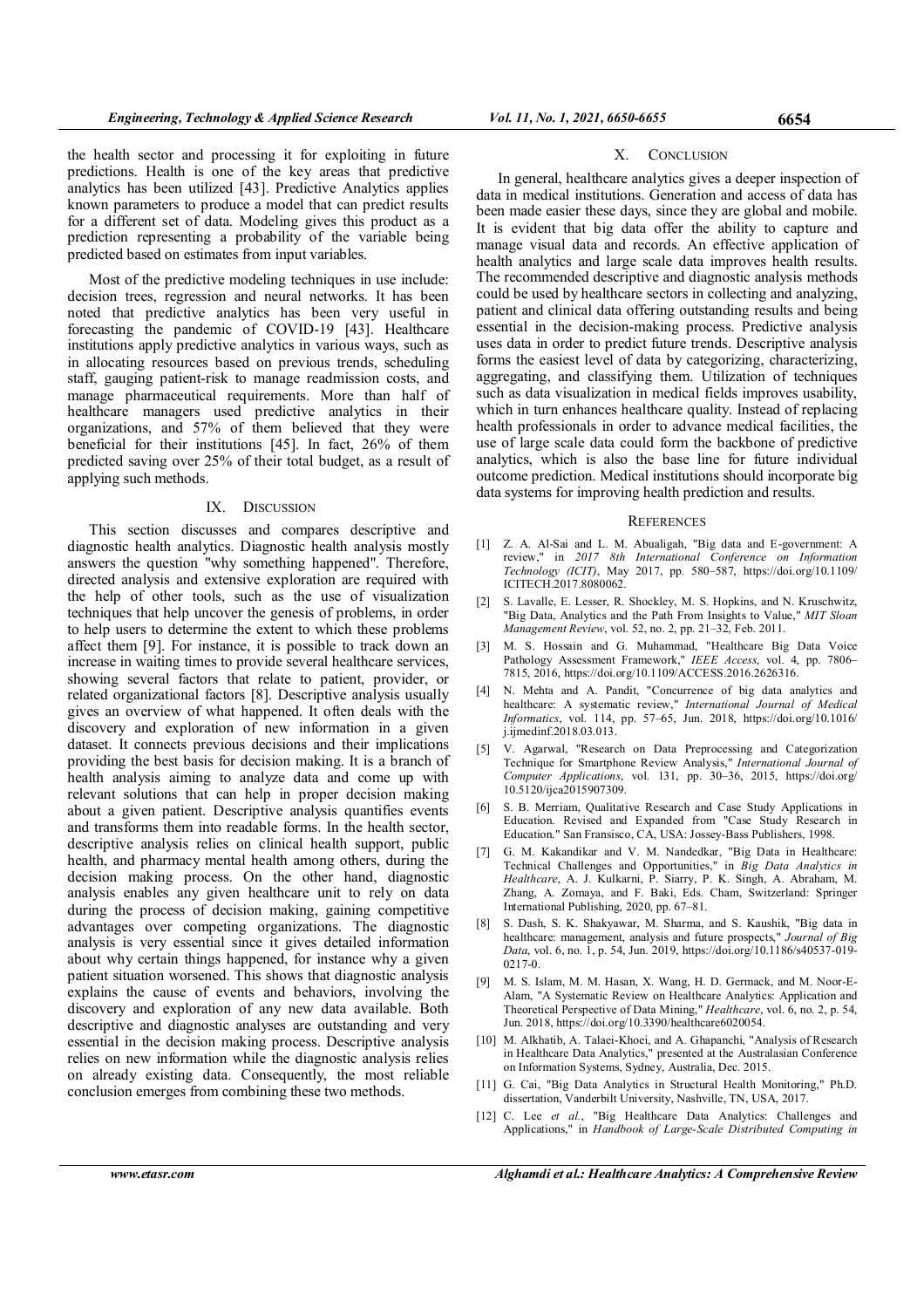the health sector and processing it for exploiting in future predictions. Health is one of the key areas that predictive analytics has been utilized [43]. Predictive Analytics applies known parameters to produce a model that can predict results for a different set of data. Modeling gives this product as a prediction representing a probability of the variable being predicted based on estimates from input variables.

Most of the predictive modeling techniques in use include: decision trees, regression and neural networks. It has been noted that predictive analytics has been very useful in forecasting the pandemic of COVID-19 [43]. Healthcare institutions apply predictive analytics in various ways, such as in allocating resources based on previous trends, scheduling staff, gauging patient-risk to manage readmission costs, and manage pharmaceutical requirements. More than half of healthcare managers used predictive analytics in their organizations, and 57% of them believed that they were beneficial for their institutions [45]. In fact, 26% of them predicted saving over 25% of their total budget, as a result of applying such methods.

## IX. Discussion

This section discusses and compares descriptive and diagnostic health analytics. Diagnostic health analysis mostly answers the question "why something happened". Therefore, directed analysis and extensive exploration are required with the help of other tools, such as the use of visualization techniques that help uncover the genesis of problems, in order to help users to determine the extent to which these problems affect them [9]. For instance, it is possible to track down an increase in waiting times to provide several healthcare services, showing several factors that relate to patient, provider, or related organizational factors [8]. Descriptive analysis usually gives an overview of what happened. It often deals with the discovery and exploration of new information in a given dataset. It connects previous decisions and their implications providing the best basis for decision making. It is a branch of health analysis aiming to analyze data and come up with relevant solutions that can help in proper decision making about a given patient. Descriptive analysis quantifies events and transforms them into readable forms. In the health sector, descriptive analysis relies on clinical health support, public health, and pharmacy mental health among others, during the decision making process. On the other hand, diagnostic analysis enables any given healthcare unit to rely on data during the process of decision making, gaining competitive advantages over competing organizations. The diagnostic analysis is very essential since it gives detailed information about why certain things happened, for instance why a given patient situation worsened. This shows that diagnostic analysis explains the cause of events and behaviors, involving the discovery and exploration of any new data available. Both descriptive and diagnostic analyses are outstanding and very essential in the decision making process. Descriptive analysis relies on new information while the diagnostic analysis relies on already existing data. Consequently, the most reliable conclusion emerges from combining these two methods.

## X. Conclusion

In general, healthcare analytics gives a deeper inspection of data in medical institutions. Generation and access of data has been made easier these days, since they are global and mobile. It is evident that big data offer the ability to capture and manage visual data and records. An effective application of health analytics and large scale data improves health results. The recommended descriptive and diagnostic analysis methods could be used by healthcare sectors in collecting and analyzing, patient and clinical data offering outstanding results and being essential in the decision-making process. Predictive analysis uses data in order to predict future trends. Descriptive analysis forms the easiest level of data by categorizing, characterizing, aggregating, and classifying them. Utilization of techniques such as data visualization in medical fields improves usability, which in turn enhances healthcare quality. Instead of replacing health professionals in order to advance medical facilities, the use of large scale data could form the backbone of predictive analytics, which is also the base line for future individual outcome prediction. Medical institutions should incorporate big data systems for improving health prediction and results.

## References

[1] Z. A. Al-Sai and L. M. Abualigah, "Big data and E-government: A review," in *2017 8th International Conference on Information Technology (ICIT)*, May 2017, pp. 580–587, https://doi.org/10.1109/ICITECH.2017.8080062.

[2] S. Lavalle, E. Lesser, R. Shockley, M. S. Hopkins, and N. Kruschwitz, "Big Data, Analytics and the Path From Insights to Value," *MIT Sloan Management Review*, vol. 52, no. 2, pp. 21–32, Feb. 2011.

[3] M. S. Hossain and G. Muhammad, "Healthcare Big Data Voice Pathology Assessment Framework," *IEEE Access*, vol. 4, pp. 7806–7815, 2016, https://doi.org/10.1109/ACCESS.2016.2626316.

[4] N. Mehta and A. Pandit, "Concurrence of big data analytics and healthcare: A systematic review," *International Journal of Medical Informatics*, vol. 114, pp. 57–65, Jun. 2018, https://doi.org/10.1016/j.ijmedinf.2018.03.013.

[5] V. Agarwal, "Research on Data Preprocessing and Categorization Technique for Smartphone Review Analysis," *International Journal of Computer Applications*, vol. 131, pp. 30–36, 2015, https://doi.org/10.5120/ijca2015907309.

[6] S. B. Merriam, Qualitative Research and Case Study Applications in Education. Revised and Expanded from "Case Study Research in Education." San Fransisco, CA, USA: Jossey-Bass Publishers, 1998.

[7] G. M. Kakandikar and V. M. Nandedkar, "Big Data in Healthcare: Technical Challenges and Opportunities," in *Big Data Analytics in Healthcare*, A. J. Kulkarni, P. Siarry, P. K. Singh, A. Abraham, M. Zhang, A. Zomaya, and F. Baki, Eds. Cham, Switzerland: Springer International Publishing, 2020, pp. 67–81.

[8] S. Dash, S. K. Shakyawar, M. Sharma, and S. Kaushik, "Big data in healthcare: management, analysis and future prospects," *Journal of Big Data*, vol. 6, no. 1, p. 54, Jun. 2019, https://doi.org/10.1186/s40537-019-0217-0.

[9] M. S. Islam, M. M. Hasan, X. Wang, H. D. Germack, and M. Noor-E-Alam, "A Systematic Review on Healthcare Analytics: Application and Theoretical Perspective of Data Mining," *Healthcare*, vol. 6, no. 2, p. 54, Jun. 2018, https://doi.org/10.3390/healthcare6020054.

[10] M. Alkhatib, A. Talaei-Khoei, and A. Ghapanchi, "Analysis of Research in Healthcare Data Analytics," presented at the Australasian Conference on Information Systems, Sydney, Australia, Dec. 2015.

[11] G. Cai, "Big Data Analytics in Structural Health Monitoring," Ph.D. dissertation, Vanderbilt University, Nashville, TN, USA, 2017.

[12] C. Lee *et al.*, "Big Healthcare Data Analytics: Challenges and Applications," in *Handbook of Large-Scale Distributed Computing in*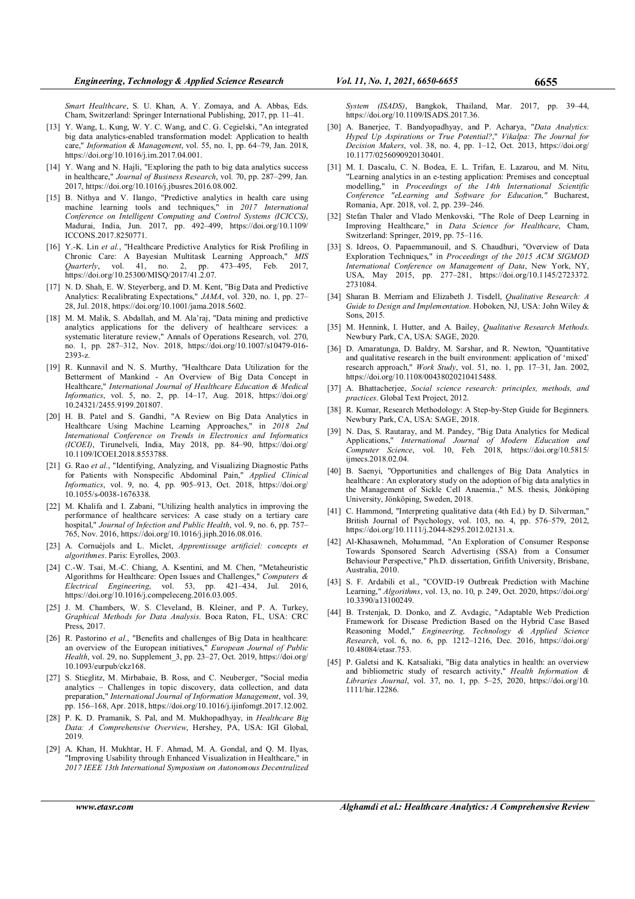*Smart Healthcare*, S. U. Khan, A. Y. Zomaya, and A. Abbas, Eds. Cham, Switzerland: Springer International Publishing, 2017, pp. 11–41.

[13] Y. Wang, L. Kung, W. Y. C. Wang, and C. G. Cegielski, "An integrated big data analytics-enabled transformation model: Application to health care," *Information & Management*, vol. 55, no. 1, pp. 64–79, Jan. 2018, https://doi.org/10.1016/j.im.2017.04.001.

[14] Y. Wang and N. Hajli, "Exploring the path to big data analytics success in healthcare," *Journal of Business Research*, vol. 70, pp. 287–299, Jan. 2017, https://doi.org/10.1016/j.jbusres.2016.08.002.

[15] B. Nithya and V. Ilango, "Predictive analytics in health care using machine learning tools and techniques," in *2017 International Conference on Intelligent Computing and Control Systems (ICICCS)*, Madurai, India, Jun. 2017, pp. 492–499, https://doi.org/10.1109/ICCONS.2017.8250771.

[16] Y.-K. Lin *et al.*, "Healthcare Predictive Analytics for Risk Profiling in Chronic Care: A Bayesian Multitask Learning Approach," *MIS Quarterly*, vol. 41, no. 2, pp. 473–495, Feb. 2017, https://doi.org/10.25300/MISQ/2017/41.2.07.

[17] N. D. Shah, E. W. Steyerberg, and D. M. Kent, "Big Data and Predictive Analytics: Recalibrating Expectations," *JAMA*, vol. 320, no. 1, pp. 27–28, Jul. 2018, https://doi.org/10.1001/jama.2018.5602.

[18] M. M. Malik, S. Abdallah, and M. Ala'raj, "Data mining and predictive analytics applications for the delivery of healthcare services: a systematic literature review," Annals of Operations Research, vol. 270, no. 1, pp. 287–312, Nov. 2018, https://doi.org/10.1007/s10479-016-2393-z.

[19] R. Kunnavil and N. S. Murthy, "Healthcare Data Utilization for the Betterment of Mankind - An Overview of Big Data Concept in Healthcare," *International Journal of Healthcare Education & Medical Informatics*, vol. 5, no. 2, pp. 14–17, Aug. 2018, https://doi.org/10.24321/2455.9199.201807.

[20] H. B. Patel and S. Gandhi, "A Review on Big Data Analytics in Healthcare Using Machine Learning Approaches," in *2018 2nd International Conference on Trends in Electronics and Informatics (ICOEI)*, Tirunelveli, India, May 2018, pp. 84–90, https://doi.org/10.1109/ICOEI.2018.8553788.

[21] G. Rao *et al.*, "Identifying, Analyzing, and Visualizing Diagnostic Paths for Patients with Nonspecific Abdominal Pain," *Applied Clinical Informatics*, vol. 9, no. 4, pp. 905–913, Oct. 2018, https://doi.org/10.1055/s-0038-1676338.

[22] M. Khalifa and I. Zabani, "Utilizing health analytics in improving the performance of healthcare services: A case study on a tertiary care hospital," *Journal of Infection and Public Health*, vol. 9, no. 6, pp. 757–765, Nov. 2016, https://doi.org/10.1016/j.jiph.2016.08.016.

[23] A. Cornuéjols and L. Miclet, *Apprentissage artificiel: concepts et algorithmes*. Paris: Eyrolles, 2003.

[24] C.-W. Tsai, M.-C. Chiang, A. Ksentini, and M. Chen, "Metaheuristic Algorithms for Healthcare: Open Issues and Challenges," *Computers & Electrical Engineering*, vol. 53, pp. 421–434, Jul. 2016, https://doi.org/10.1016/j.compeleceng.2016.03.005.

[25] J. M. Chambers, W. S. Cleveland, B. Kleiner, and P. A. Turkey, *Graphical Methods for Data Analysis*. Boca Raton, FL, USA: CRC Press, 2017.

[26] R. Pastorino *et al.*, "Benefits and challenges of Big Data in healthcare: an overview of the European initiatives," *European Journal of Public Health*, vol. 29, no. Supplement_3, pp. 23–27, Oct. 2019, https://doi.org/10.1093/eurpub/ckz168.

[27] S. Stieglitz, M. Mirbabaie, B. Ross, and C. Neuberger, "Social media analytics – Challenges in topic discovery, data collection, and data preparation," *International Journal of Information Management*, vol. 39, pp. 156–168, Apr. 2018, https://doi.org/10.1016/j.ijinfomgt.2017.12.002.

[28] P. K. D. Pramanik, S. Pal, and M. Mukhopadhyay, in *Healthcare Big Data: A Comprehensive Overview*, Hershey, PA, USA: IGI Global, 2019.

[29] A. Khan, H. Mukhtar, H. F. Ahmad, M. A. Gondal, and Q. M. Ilyas, "Improving Usability through Enhanced Visualization in Healthcare," in *2017 IEEE 13th International Symposium on Autonomous Decentralized System (ISADS)*, Bangkok, Thailand, Mar. 2017, pp. 39–44, https://doi.org/10.1109/ISADS.2017.36.

[30] A. Banerjee, T. Bandyopadhyay, and P. Acharya, "*Data Analytics: Hyped Up Aspirations or True Potential?*," *Vikalpa: The Journal for Decision Makers*, vol. 38, no. 4, pp. 1–12, Oct. 2013, https://doi.org/10.1177/0256090920130401.

[31] M. I. Dascalu, C. N. Bodea, E. L. Trifan, E. Lazarou, and M. Nitu, "Learning analytics in an e-testing application: Premises and conceptual modelling," in *Proceedings of the 14th International Scientific Conference "eLearning and Software for Education,"* Bucharest, Romania, Apr. 2018, vol. 2, pp. 239–246.

[32] Stefan Thaler and Vlado Menkovski, "The Role of Deep Learning in Improving Healthcare," in *Data Science for Healthcare*, Cham, Switzerland: Springer, 2019, pp. 75–116.

[33] S. Idreos, O. Papaemmanouil, and S. Chaudhuri, "Overview of Data Exploration Techniques," in *Proceedings of the 2015 ACM SIGMOD International Conference on Management of Data*, New York, NY, USA, May 2015, pp. 277–281, https://doi.org/10.1145/2723372.2731084.

[34] Sharan B. Merriam and Elizabeth J. Tisdell, *Qualitative Research: A Guide to Design and Implementation*. Hoboken, NJ, USA: John Wiley & Sons, 2015.

[35] M. Hennink, I. Hutter, and A. Bailey, *Qualitative Research Methods*. Newbury Park, CA, USA: SAGE, 2020.

[36] D. Amaratunga, D. Baldry, M. Sarshar, and R. Newton, "Quantitative and qualitative research in the built environment: application of 'mixed' research approach," *Work Study*, vol. 51, no. 1, pp. 17–31, Jan. 2002, https://doi.org/10.1108/00438020210415488.

[37] A. Bhattacherjee, *Social science research: principles, methods, and practices*. Global Text Project, 2012.

[38] R. Kumar, Research Methodology: A Step-by-Step Guide for Beginners. Newbury Park, CA, USA: SAGE, 2018.

[39] N. Das, S. Rautaray, and M. Pandey, "Big Data Analytics for Medical Applications," *International Journal of Modern Education and Computer Science*, vol. 10, Feb. 2018, https://doi.org/10.5815/ijmecs.2018.02.04.

[40] B. Saenyi, "Opportunities and challenges of Big Data Analytics in healthcare : An exploratory study on the adoption of big data analytics in the Management of Sickle Cell Anaemia.," M.S. thesis, Jönköping University, Jönköping, Sweden, 2018.

[41] C. Hammond, "Interpreting qualitative data (4th Ed.) by D. Silverman," British Journal of Psychology, vol. 103, no. 4, pp. 576–579, 2012, https://doi.org/10.1111/j.2044-8295.2012.02131.x.

[42] Al-Khasawneh, Mohammad, "An Exploration of Consumer Response Towards Sponsored Search Advertising (SSA) from a Consumer Behaviour Perspective," Ph.D. dissertation, Grifith University, Brisbane, Australia, 2010.

[43] S. F. Ardabili et al., "COVID-19 Outbreak Prediction with Machine Learning," *Algorithms*, vol. 13, no. 10, p. 249, Oct. 2020, https://doi.org/10.3390/a13100249.

[44] B. Trstenjak, D. Donko, and Z. Avdagic, "Adaptable Web Prediction Framework for Disease Prediction Based on the Hybrid Case Based Reasoning Model," *Engineering, Technology & Applied Science Research*, vol. 6, no. 6, pp. 1212–1216, Dec. 2016, https://doi.org/10.48084/etasr.753.

[45] P. Galetsi and K. Katsaliaki, "Big data analytics in health: an overview and bibliometric study of research activity," *Health Information & Libraries Journal*, vol. 37, no. 1, pp. 5–25, 2020, https://doi.org/10.1111/hir.12286.